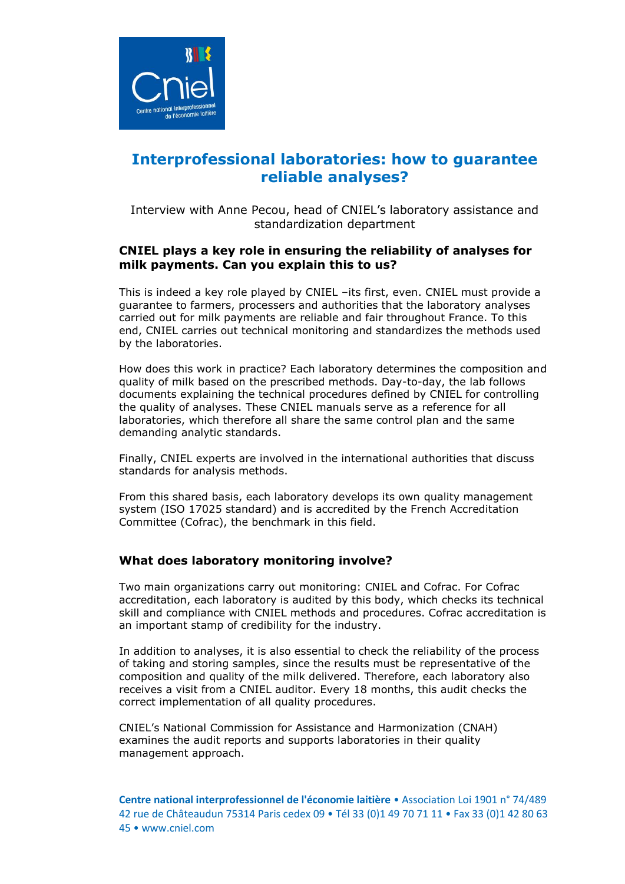# Interprofessional laboratories: how to guarantee reliable analyses?

Interview with Anne Pecou, head of CNIEL's laboratory assistance and standardization department

### CNIEL plays a key role in ensuring the reliability of analyses for milk payments. Can you explain this to us?

This is indeed a key role played by CNIEL –its first, even. CNIEL must provide a guarantee to farmers, processers and authorities that the laboratory analyses carried out for milk payments are reliable and fair throughout France. To this end, CNIEL carries out technical monitoring and standardizes the methods used by the laboratories.

How does this work in practice? Each laboratory determines the composition and quality of milk based on the prescribed methods. Day-to-day, the lab follows documents explaining the technical procedures defined by CNIEL for controlling the quality of analyses. These CNIEL manuals serve as a reference for all laboratories, which therefore all share the same control plan and the same demanding analytic standards.

Finally, CNIEL experts are involved in the international authorities that discuss standards for analysis methods.

From this shared basis, each laboratory develops its own quality management system (ISO 17025 standard) and is accredited by the French Accreditation Committee (Cofrac), the benchmark in this field.

### What does laboratory monitoring involve?

Two main organizations carry out monitoring: CNIEL and Cofrac. For Cofrac accreditation, each laboratory is audited by this body, which checks its technical skill and compliance with CNIEL methods and procedures. Cofrac accreditation is an important stamp of credibility for the industry.

In addition to analyses, it is also essential to check the reliability of the process of taking and storing samples, since the results must be representative of the composition and quality of the milk delivered. Therefore, each laboratory also receives a visit from a CNIEL auditor. Every 18 months, this audit checks the correct implementation of all quality procedures.

CNIEL's National Commission for Assistance and Harmonization (CNAH) examines the audit reports and supports laboratories in their quality management approach.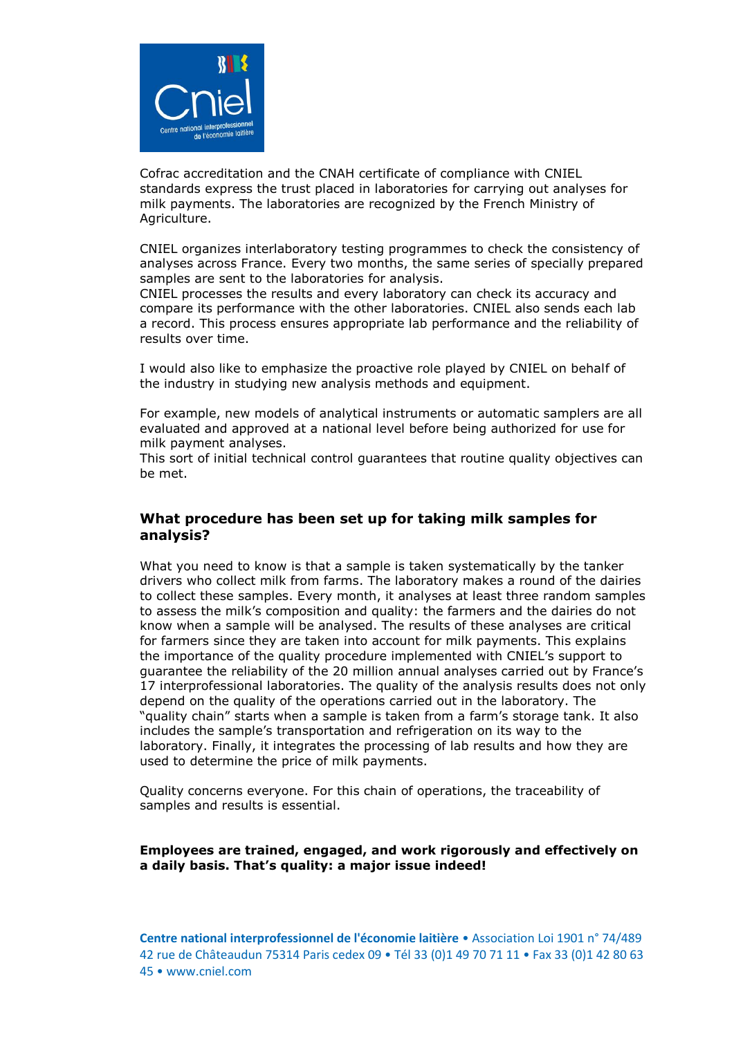Cofrac accreditation and the CNAH certificate of compliance with CNIEL standards express the trust placed in laboratories for carrying out analyses for milk payments. The laboratories are recognized by the French Ministry of Agriculture.

CNIEL organizes interlaboratory testing programmes to check the consistency of analyses across France. Every two months, the same series of specially prepared samples are sent to the laboratories for analysis.
CNIEL processes the results and every laboratory can check its accuracy and compare its performance with the other laboratories. CNIEL also sends each lab a record. This process ensures appropriate lab performance and the reliability of results over time.

I would also like to emphasize the proactive role played by CNIEL on behalf of the industry in studying new analysis methods and equipment.

For example, new models of analytical instruments or automatic samplers are all evaluated and approved at a national level before being authorized for use for milk payment analyses.
This sort of initial technical control guarantees that routine quality objectives can be met.

### What procedure has been set up for taking milk samples for analysis?

What you need to know is that a sample is taken systematically by the tanker drivers who collect milk from farms. The laboratory makes a round of the dairies to collect these samples. Every month, it analyses at least three random samples to assess the milk's composition and quality: the farmers and the dairies do not know when a sample will be analysed. The results of these analyses are critical for farmers since they are taken into account for milk payments. This explains the importance of the quality procedure implemented with CNIEL's support to guarantee the reliability of the 20 million annual analyses carried out by France's 17 interprofessional laboratories. The quality of the analysis results does not only depend on the quality of the operations carried out in the laboratory. The "quality chain" starts when a sample is taken from a farm's storage tank. It also includes the sample's transportation and refrigeration on its way to the laboratory. Finally, it integrates the processing of lab results and how they are used to determine the price of milk payments.

Quality concerns everyone. For this chain of operations, the traceability of samples and results is essential.

**Employees are trained, engaged, and work rigorously and effectively on a daily basis. That's quality: a major issue indeed!**

**Centre national interprofessionnel de l'économie laitière** • Association Loi 1901 n° 74/489
42 rue de Châteaudun 75314 Paris cedex 09 • Tél 33 (0)1 49 70 71 11 • Fax 33 (0)1 42 80 63 45 • www.cniel.com